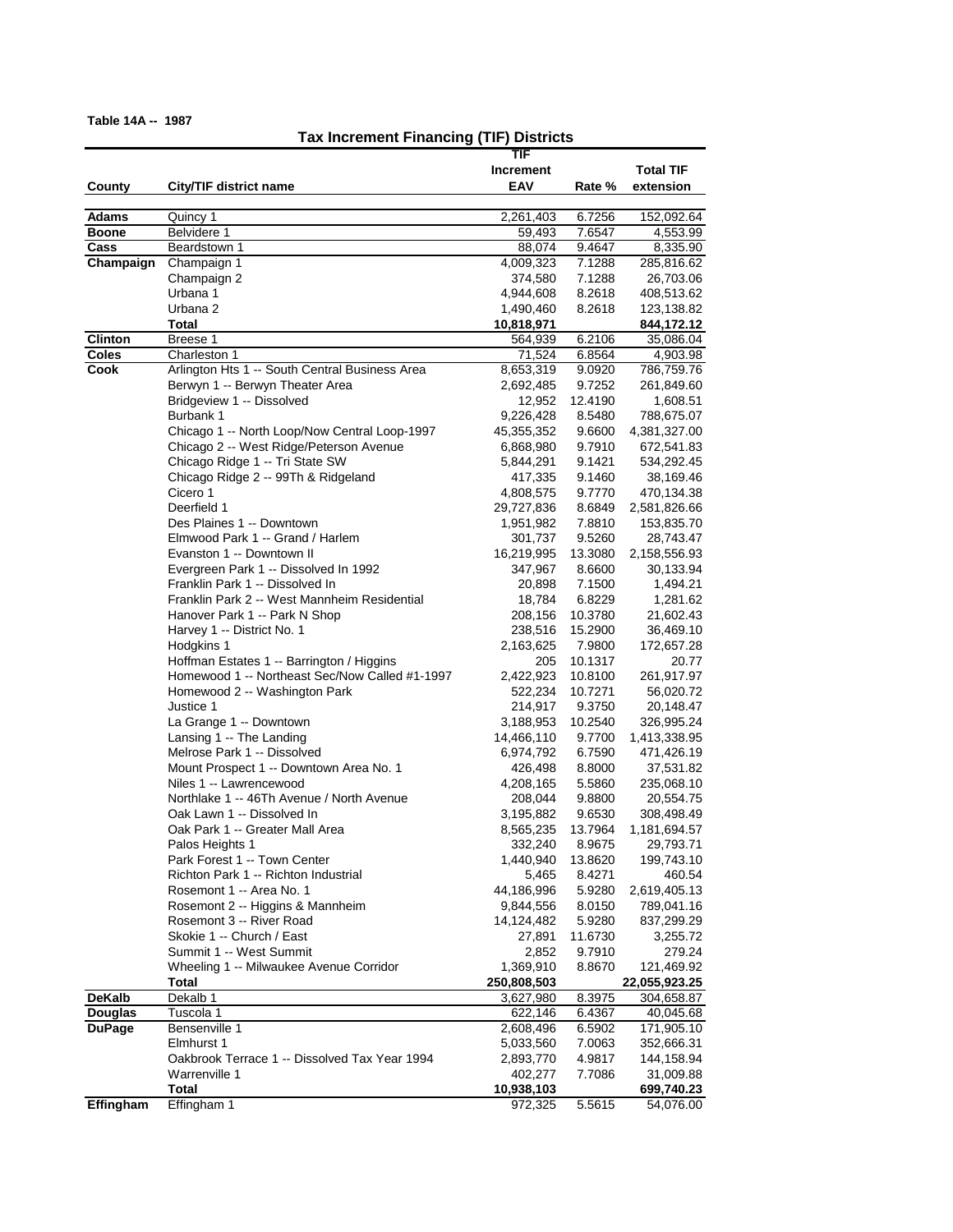Table 14A -- 1987

## Tax Increment Financing (TIF) Districts

| County | City/TIF district name | TIF Increment EAV | Rate % | Total TIF extension |
|---|---|---|---|---|
| **Adams** | Quincy 1 | 2,261,403 | 6.7256 | 152,092.64 |
| **Boone** | Belvidere 1 | 59,493 | 7.6547 | 4,553.99 |
| **Cass** | Beardstown 1 | 88,074 | 9.4647 | 8,335.90 |
| **Champaign** | Champaign 1 | 4,009,323 | 7.1288 | 285,816.62 |
| | Champaign 2 | 374,580 | 7.1288 | 26,703.06 |
| | Urbana 1 | 4,944,608 | 8.2618 | 408,513.62 |
| | Urbana 2 | 1,490,460 | 8.2618 | 123,138.82 |
| | **Total** | **10,818,971** | | **844,172.12** |
| **Clinton** | Breese 1 | 564,939 | 6.2106 | 35,086.04 |
| **Coles** | Charleston 1 | 71,524 | 6.8564 | 4,903.98 |
| **Cook** | Arlington Hts 1 -- South Central Business Area | 8,653,319 | 9.0920 | 786,759.76 |
| | Berwyn 1 -- Berwyn Theater Area | 2,692,485 | 9.7252 | 261,849.60 |
| | Bridgeview 1 -- Dissolved | 12,952 | 12.4190 | 1,608.51 |
| | Burbank 1 | 9,226,428 | 8.5480 | 788,675.07 |
| | Chicago 1 -- North Loop/Now Central Loop-1997 | 45,355,352 | 9.6600 | 4,381,327.00 |
| | Chicago 2 -- West Ridge/Peterson Avenue | 6,868,980 | 9.7910 | 672,541.83 |
| | Chicago Ridge 1 -- Tri State SW | 5,844,291 | 9.1421 | 534,292.45 |
| | Chicago Ridge 2 -- 99Th & Ridgeland | 417,335 | 9.1460 | 38,169.46 |
| | Cicero 1 | 4,808,575 | 9.7770 | 470,134.38 |
| | Deerfield 1 | 29,727,836 | 8.6849 | 2,581,826.66 |
| | Des Plaines 1 -- Downtown | 1,951,982 | 7.8810 | 153,835.70 |
| | Elmwood Park 1 -- Grand / Harlem | 301,737 | 9.5260 | 28,743.47 |
| | Evanston 1 -- Downtown II | 16,219,995 | 13.3080 | 2,158,556.93 |
| | Evergreen Park 1 -- Dissolved In 1992 | 347,967 | 8.6600 | 30,133.94 |
| | Franklin Park 1 -- Dissolved In | 20,898 | 7.1500 | 1,494.21 |
| | Franklin Park 2 -- West Mannheim Residential | 18,784 | 6.8229 | 1,281.62 |
| | Hanover Park 1 -- Park N Shop | 208,156 | 10.3780 | 21,602.43 |
| | Harvey 1 -- District No. 1 | 238,516 | 15.2900 | 36,469.10 |
| | Hodgkins 1 | 2,163,625 | 7.9800 | 172,657.28 |
| | Hoffman Estates 1 -- Barrington / Higgins | 205 | 10.1317 | 20.77 |
| | Homewood 1 -- Northeast Sec/Now Called #1-1997 | 2,422,923 | 10.8100 | 261,917.97 |
| | Homewood 2 -- Washington Park | 522,234 | 10.7271 | 56,020.72 |
| | Justice 1 | 214,917 | 9.3750 | 20,148.47 |
| | La Grange 1 -- Downtown | 3,188,953 | 10.2540 | 326,995.24 |
| | Lansing 1 -- The Landing | 14,466,110 | 9.7700 | 1,413,338.95 |
| | Melrose Park 1 -- Dissolved | 6,974,792 | 6.7590 | 471,426.19 |
| | Mount Prospect 1 -- Downtown Area No. 1 | 426,498 | 8.8000 | 37,531.82 |
| | Niles 1 -- Lawrencewood | 4,208,165 | 5.5860 | 235,068.10 |
| | Northlake 1 -- 46Th Avenue / North Avenue | 208,044 | 9.8800 | 20,554.75 |
| | Oak Lawn 1 -- Dissolved In | 3,195,882 | 9.6530 | 308,498.49 |
| | Oak Park 1 -- Greater Mall Area | 8,565,235 | 13.7964 | 1,181,694.57 |
| | Palos Heights 1 | 332,240 | 8.9675 | 29,793.71 |
| | Park Forest 1 -- Town Center | 1,440,940 | 13.8620 | 199,743.10 |
| | Richton Park 1 -- Richton Industrial | 5,465 | 8.4271 | 460.54 |
| | Rosemont 1 -- Area No. 1 | 44,186,996 | 5.9280 | 2,619,405.13 |
| | Rosemont 2 -- Higgins & Mannheim | 9,844,556 | 8.0150 | 789,041.16 |
| | Rosemont 3 -- River Road | 14,124,482 | 5.9280 | 837,299.29 |
| | Skokie 1 -- Church / East | 27,891 | 11.6730 | 3,255.72 |
| | Summit 1 -- West Summit | 2,852 | 9.7910 | 279.24 |
| | Wheeling 1 -- Milwaukee Avenue Corridor | 1,369,910 | 8.8670 | 121,469.92 |
| | **Total** | **250,808,503** | | **22,055,923.25** |
| **DeKalb** | Dekalb 1 | 3,627,980 | 8.3975 | 304,658.87 |
| **Douglas** | Tuscola 1 | 622,146 | 6.4367 | 40,045.68 |
| **DuPage** | Bensenville 1 | 2,608,496 | 6.5902 | 171,905.10 |
| | Elmhurst 1 | 5,033,560 | 7.0063 | 352,666.31 |
| | Oakbrook Terrace 1 -- Dissolved Tax Year 1994 | 2,893,770 | 4.9817 | 144,158.94 |
| | Warrenville 1 | 402,277 | 7.7086 | 31,009.88 |
| | **Total** | **10,938,103** | | **699,740.23** |
| **Effingham** | Effingham 1 | 972,325 | 5.5615 | 54,076.00 |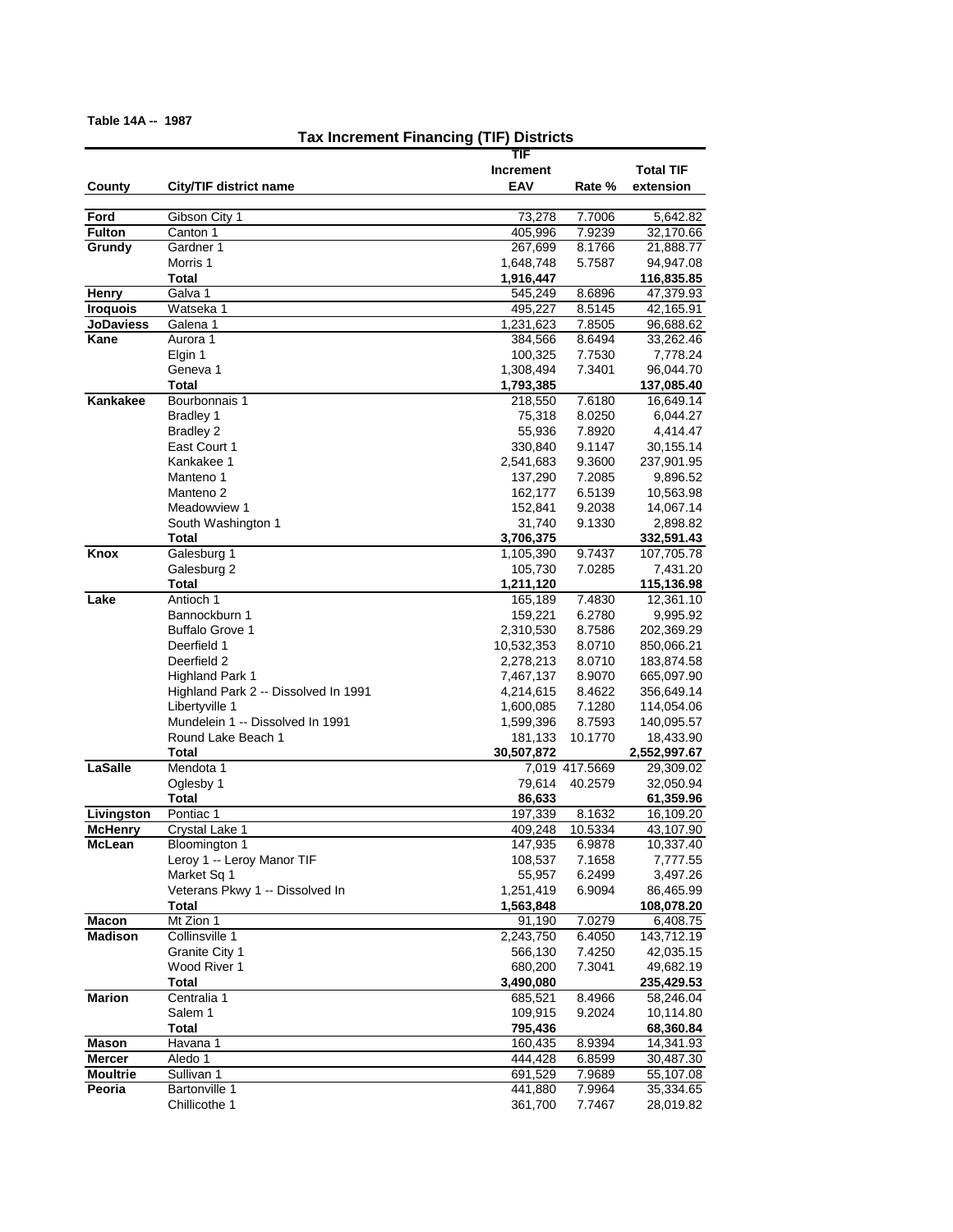**Table 14A -- 1987**

## Tax Increment Financing (TIF) Districts

| County | City/TIF district name | TIF Increment EAV | Rate % | Total TIF extension |
|---|---|---|---|---|
| **Ford** | Gibson City 1 | 73,278 | 7.7006 | 5,642.82 |
| **Fulton** | Canton 1 | 405,996 | 7.9239 | 32,170.66 |
| **Grundy** | Gardner 1 | 267,699 | 8.1766 | 21,888.77 |
| | Morris 1 | 1,648,748 | 5.7587 | 94,947.08 |
| | **Total** | **1,916,447** | | **116,835.85** |
| **Henry** | Galva 1 | 545,249 | 8.6896 | 47,379.93 |
| **Iroquois** | Watseka 1 | 495,227 | 8.5145 | 42,165.91 |
| **JoDaviess** | Galena 1 | 1,231,623 | 7.8505 | 96,688.62 |
| **Kane** | Aurora 1 | 384,566 | 8.6494 | 33,262.46 |
| | Elgin 1 | 100,325 | 7.7530 | 7,778.24 |
| | Geneva 1 | 1,308,494 | 7.3401 | 96,044.70 |
| | **Total** | **1,793,385** | | **137,085.40** |
| **Kankakee** | Bourbonnais 1 | 218,550 | 7.6180 | 16,649.14 |
| | Bradley 1 | 75,318 | 8.0250 | 6,044.27 |
| | Bradley 2 | 55,936 | 7.8920 | 4,414.47 |
| | East Court 1 | 330,840 | 9.1147 | 30,155.14 |
| | Kankakee 1 | 2,541,683 | 9.3600 | 237,901.95 |
| | Manteno 1 | 137,290 | 7.2085 | 9,896.52 |
| | Manteno 2 | 162,177 | 6.5139 | 10,563.98 |
| | Meadowview 1 | 152,841 | 9.2038 | 14,067.14 |
| | South Washington 1 | 31,740 | 9.1330 | 2,898.82 |
| | **Total** | **3,706,375** | | **332,591.43** |
| **Knox** | Galesburg 1 | 1,105,390 | 9.7437 | 107,705.78 |
| | Galesburg 2 | 105,730 | 7.0285 | 7,431.20 |
| | **Total** | **1,211,120** | | **115,136.98** |
| **Lake** | Antioch 1 | 165,189 | 7.4830 | 12,361.10 |
| | Bannockburn 1 | 159,221 | 6.2780 | 9,995.92 |
| | Buffalo Grove 1 | 2,310,530 | 8.7586 | 202,369.29 |
| | Deerfield 1 | 10,532,353 | 8.0710 | 850,066.21 |
| | Deerfield 2 | 2,278,213 | 8.0710 | 183,874.58 |
| | Highland Park 1 | 7,467,137 | 8.9070 | 665,097.90 |
| | Highland Park 2 -- Dissolved In 1991 | 4,214,615 | 8.4622 | 356,649.14 |
| | Libertyville 1 | 1,600,085 | 7.1280 | 114,054.06 |
| | Mundelein 1 -- Dissolved In 1991 | 1,599,396 | 8.7593 | 140,095.57 |
| | Round Lake Beach 1 | 181,133 | 10.1770 | 18,433.90 |
| | **Total** | **30,507,872** | | **2,552,997.67** |
| **LaSalle** | Mendota 1 | 7,019 | 417.5669 | 29,309.02 |
| | Oglesby 1 | 79,614 | 40.2579 | 32,050.94 |
| | **Total** | **86,633** | | **61,359.96** |
| **Livingston** | Pontiac 1 | 197,339 | 8.1632 | 16,109.20 |
| **McHenry** | Crystal Lake 1 | 409,248 | 10.5334 | 43,107.90 |
| **McLean** | Bloomington 1 | 147,935 | 6.9878 | 10,337.40 |
| | Leroy 1 -- Leroy Manor TIF | 108,537 | 7.1658 | 7,777.55 |
| | Market Sq 1 | 55,957 | 6.2499 | 3,497.26 |
| | Veterans Pkwy 1 -- Dissolved In | 1,251,419 | 6.9094 | 86,465.99 |
| | **Total** | **1,563,848** | | **108,078.20** |
| **Macon** | Mt Zion 1 | 91,190 | 7.0279 | 6,408.75 |
| **Madison** | Collinsville 1 | 2,243,750 | 6.4050 | 143,712.19 |
| | Granite City 1 | 566,130 | 7.4250 | 42,035.15 |
| | Wood River 1 | 680,200 | 7.3041 | 49,682.19 |
| | **Total** | **3,490,080** | | **235,429.53** |
| **Marion** | Centralia 1 | 685,521 | 8.4966 | 58,246.04 |
| | Salem 1 | 109,915 | 9.2024 | 10,114.80 |
| | **Total** | **795,436** | | **68,360.84** |
| **Mason** | Havana 1 | 160,435 | 8.9394 | 14,341.93 |
| **Mercer** | Aledo 1 | 444,428 | 6.8599 | 30,487.30 |
| **Moultrie** | Sullivan 1 | 691,529 | 7.9689 | 55,107.08 |
| **Peoria** | Bartonville 1 | 441,880 | 7.9964 | 35,334.65 |
| | Chillicothe 1 | 361,700 | 7.7467 | 28,019.82 |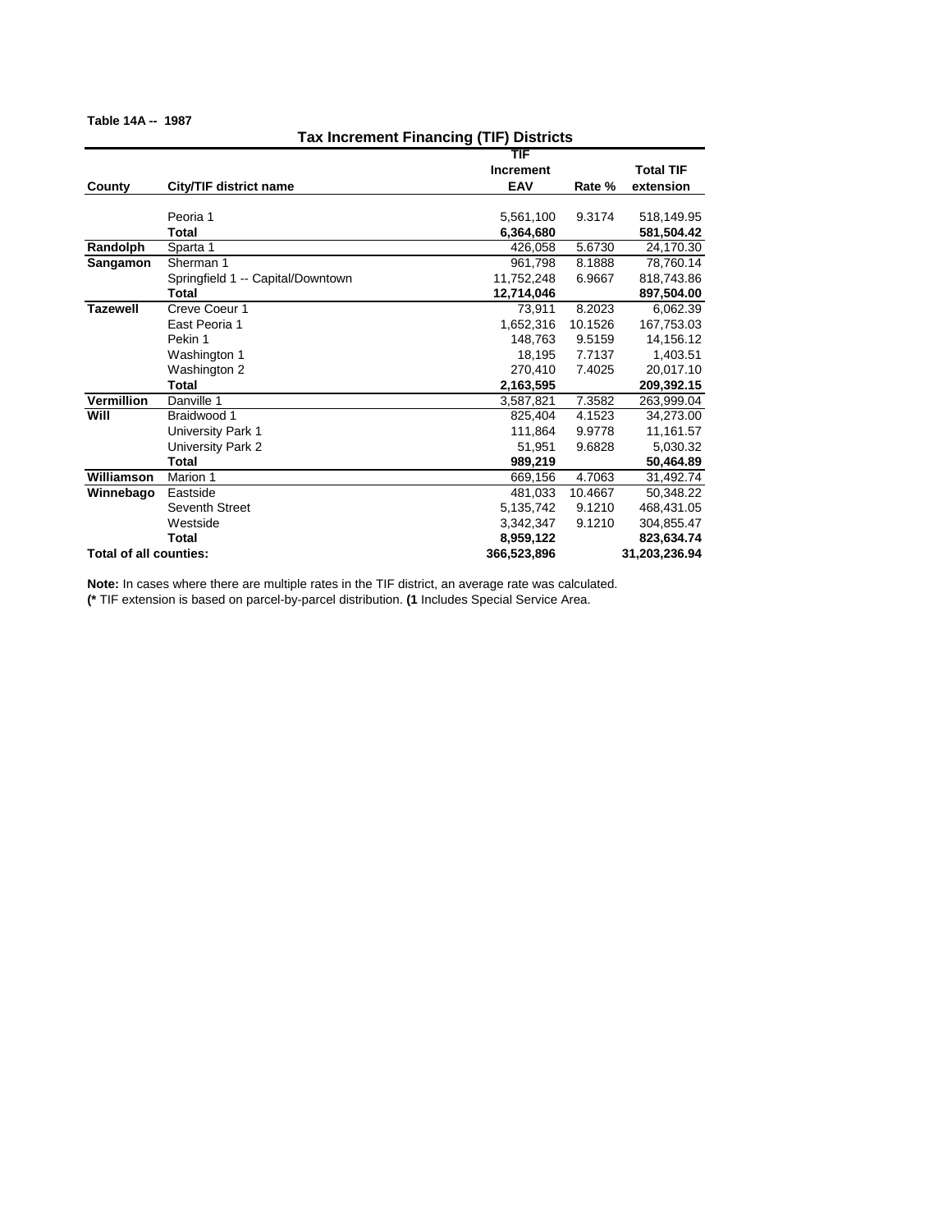**Table 14A -- 1987**

## Tax Increment Financing (TIF) Districts

| County | City/TIF district name | TIF Increment EAV | Rate % | Total TIF extension |
|---|---|---|---|---|
| | Peoria 1 | 5,561,100 | 9.3174 | 518,149.95 |
| | **Total** | **6,364,680** | | **581,504.42** |
| **Randolph** | Sparta 1 | 426,058 | 5.6730 | 24,170.30 |
| **Sangamon** | Sherman 1 | 961,798 | 8.1888 | 78,760.14 |
| | Springfield 1 -- Capital/Downtown | 11,752,248 | 6.9667 | 818,743.86 |
| | **Total** | **12,714,046** | | **897,504.00** |
| **Tazewell** | Creve Coeur 1 | 73,911 | 8.2023 | 6,062.39 |
| | East Peoria 1 | 1,652,316 | 10.1526 | 167,753.03 |
| | Pekin 1 | 148,763 | 9.5159 | 14,156.12 |
| | Washington 1 | 18,195 | 7.7137 | 1,403.51 |
| | Washington 2 | 270,410 | 7.4025 | 20,017.10 |
| | **Total** | **2,163,595** | | **209,392.15** |
| **Vermillion** | Danville 1 | 3,587,821 | 7.3582 | 263,999.04 |
| **Will** | Braidwood 1 | 825,404 | 4.1523 | 34,273.00 |
| | University Park 1 | 111,864 | 9.9778 | 11,161.57 |
| | University Park 2 | 51,951 | 9.6828 | 5,030.32 |
| | **Total** | **989,219** | | **50,464.89** |
| **Williamson** | Marion 1 | 669,156 | 4.7063 | 31,492.74 |
| **Winnebago** | Eastside | 481,033 | 10.4667 | 50,348.22 |
| | Seventh Street | 5,135,742 | 9.1210 | 468,431.05 |
| | Westside | 3,342,347 | 9.1210 | 304,855.47 |
| | **Total** | **8,959,122** | | **823,634.74** |
| **Total of all counties:** | | **366,523,896** | | **31,203,236.94** |

**Note:** In cases where there are multiple rates in the TIF district, an average rate was calculated.
**(*** TIF extension is based on parcel-by-parcel distribution. **(1** Includes Special Service Area.